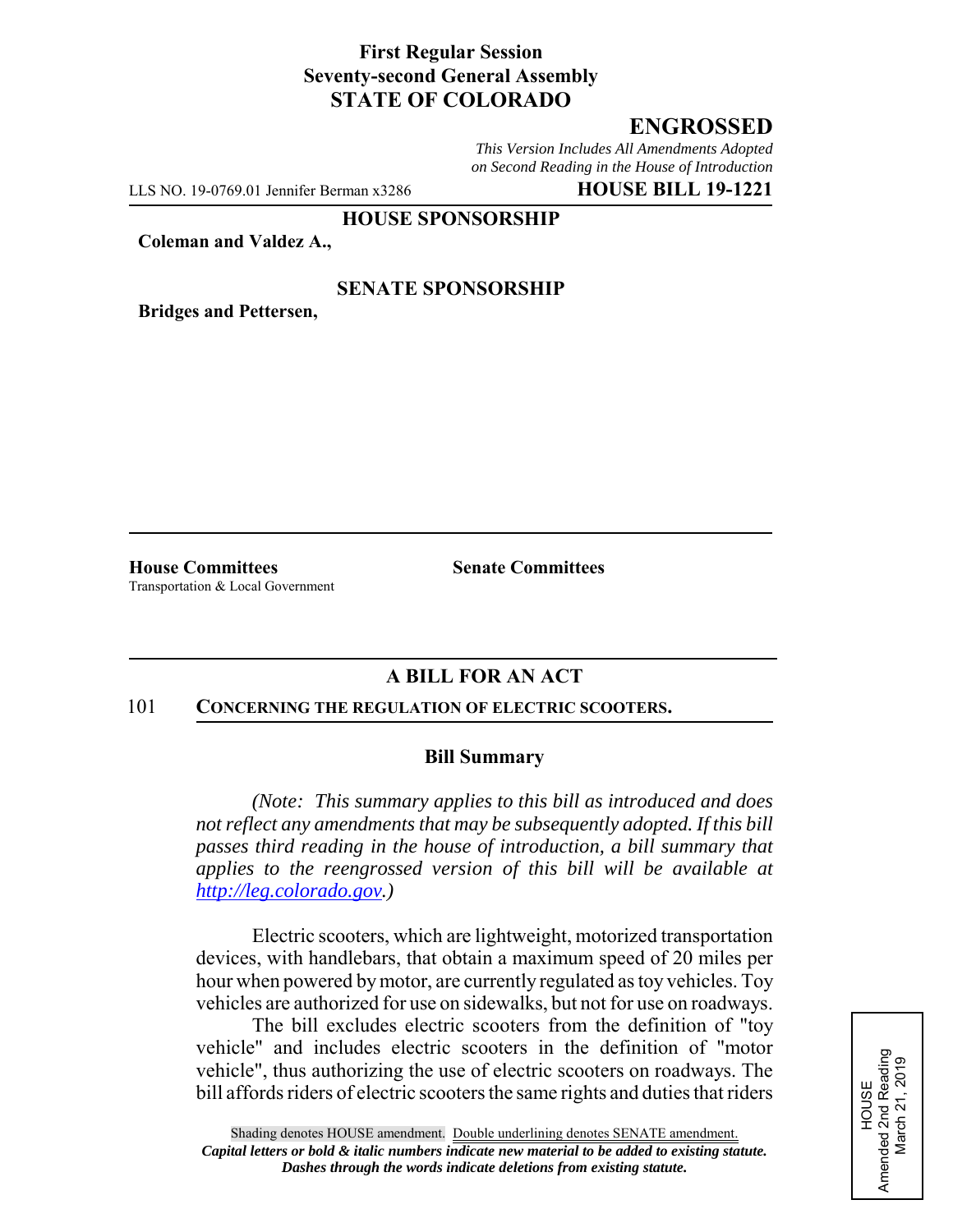**First Regular Session**
**Seventy-second General Assembly**
**STATE OF COLORADO**

# ENGROSSED

*This Version Includes All Amendments Adopted on Second Reading in the House of Introduction*

LLS NO. 19-0769.01 Jennifer Berman x3286 **HOUSE BILL 19-1221**

**HOUSE SPONSORSHIP**

**Coleman and Valdez A.,**

**SENATE SPONSORSHIP**

**Bridges and Pettersen,**

**House Committees**
Transportation & Local Government

**Senate Committees**

## A BILL FOR AN ACT

101 **CONCERNING THE REGULATION OF ELECTRIC SCOOTERS.**

### Bill Summary

*(Note: This summary applies to this bill as introduced and does not reflect any amendments that may be subsequently adopted. If this bill passes third reading in the house of introduction, a bill summary that applies to the reengrossed version of this bill will be available at http://leg.colorado.gov.)*

Electric scooters, which are lightweight, motorized transportation devices, with handlebars, that obtain a maximum speed of 20 miles per hour when powered by motor, are currently regulated as toy vehicles. Toy vehicles are authorized for use on sidewalks, but not for use on roadways.

The bill excludes electric scooters from the definition of "toy vehicle" and includes electric scooters in the definition of "motor vehicle", thus authorizing the use of electric scooters on roadways. The bill affords riders of electric scooters the same rights and duties that riders

HOUSE
Amended 2nd Reading
March 21, 2019

Shading denotes HOUSE amendment. Double underlining denotes SENATE amendment.
*Capital letters or bold & italic numbers indicate new material to be added to existing statute.*
*Dashes through the words indicate deletions from existing statute.*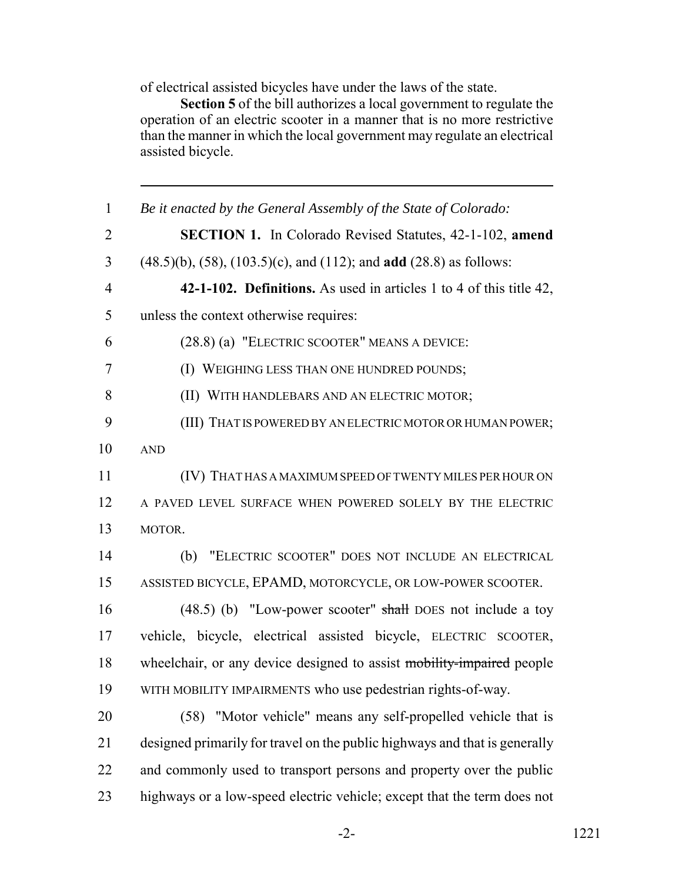of electrical assisted bicycles have under the laws of the state.

**Section 5** of the bill authorizes a local government to regulate the operation of an electric scooter in a manner that is no more restrictive than the manner in which the local government may regulate an electrical assisted bicycle.

---

1 *Be it enacted by the General Assembly of the State of Colorado:*

2 **SECTION 1.** In Colorado Revised Statutes, 42-1-102, **amend**
3 (48.5)(b), (58), (103.5)(c), and (112); and **add** (28.8) as follows:

4 **42-1-102. Definitions.** As used in articles 1 to 4 of this title 42,
5 unless the context otherwise requires:

6 (28.8) (a) "ELECTRIC SCOOTER" MEANS A DEVICE:

7 (I) WEIGHING LESS THAN ONE HUNDRED POUNDS;

8 (II) WITH HANDLEBARS AND AN ELECTRIC MOTOR;

9 (III) THAT IS POWERED BY AN ELECTRIC MOTOR OR HUMAN POWER;
10 AND

11 (IV) THAT HAS A MAXIMUM SPEED OF TWENTY MILES PER HOUR ON
12 A PAVED LEVEL SURFACE WHEN POWERED SOLELY BY THE ELECTRIC
13 MOTOR.

14 (b) "ELECTRIC SCOOTER" DOES NOT INCLUDE AN ELECTRICAL
15 ASSISTED BICYCLE, EPAMD, MOTORCYCLE, OR LOW-POWER SCOOTER.

16 (48.5) (b) "Low-power scooter" ~~shall~~ DOES not include a toy
17 vehicle, bicycle, electrical assisted bicycle, ELECTRIC SCOOTER,
18 wheelchair, or any device designed to assist ~~mobility-impaired~~ people
19 WITH MOBILITY IMPAIRMENTS who use pedestrian rights-of-way.

20 (58) "Motor vehicle" means any self-propelled vehicle that is
21 designed primarily for travel on the public highways and that is generally
22 and commonly used to transport persons and property over the public
23 highways or a low-speed electric vehicle; except that the term does not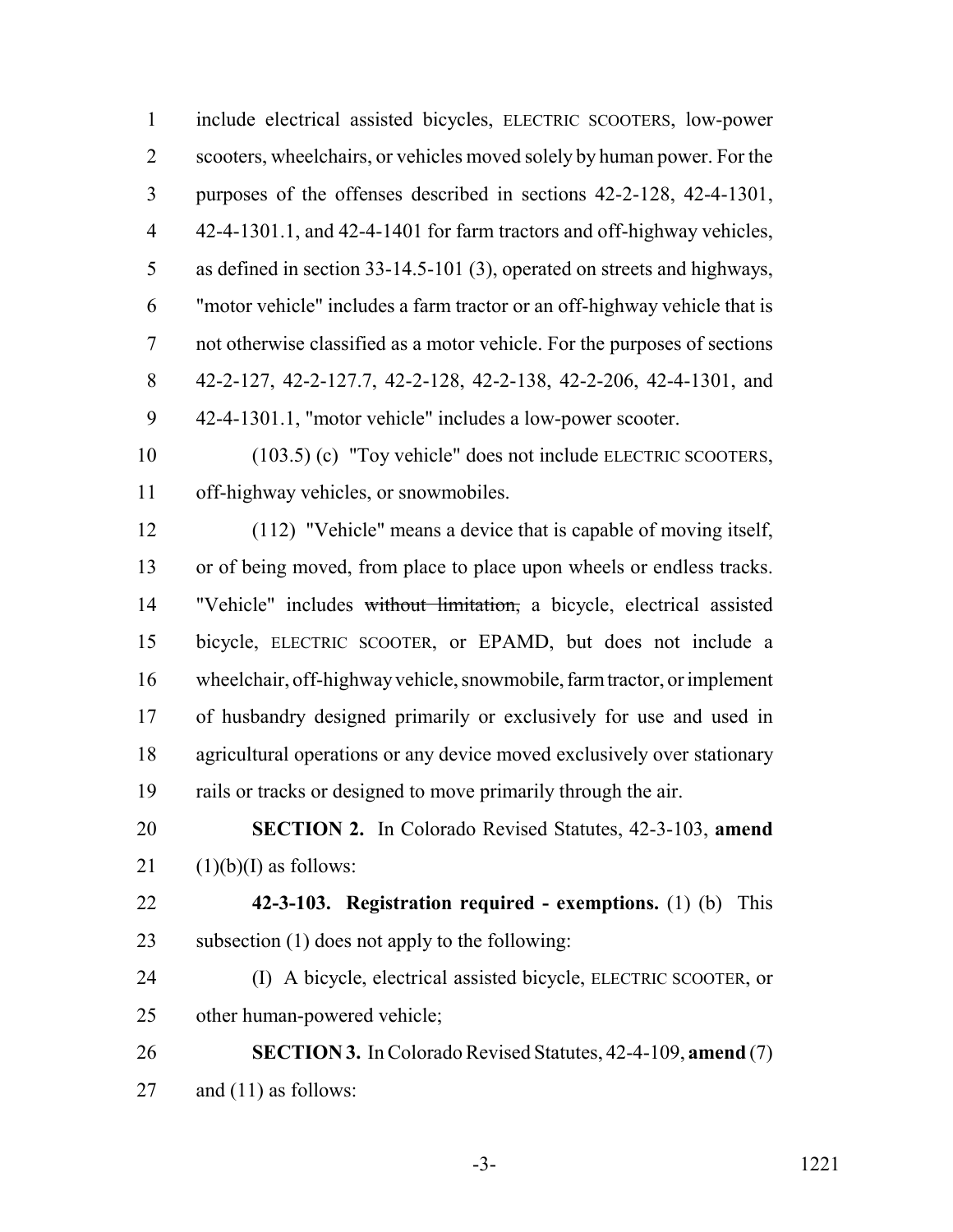include electrical assisted bicycles, ELECTRIC SCOOTERS, low-power scooters, wheelchairs, or vehicles moved solely by human power. For the purposes of the offenses described in sections 42-2-128, 42-4-1301, 42-4-1301.1, and 42-4-1401 for farm tractors and off-highway vehicles, as defined in section 33-14.5-101 (3), operated on streets and highways, "motor vehicle" includes a farm tractor or an off-highway vehicle that is not otherwise classified as a motor vehicle. For the purposes of sections 42-2-127, 42-2-127.7, 42-2-128, 42-2-138, 42-2-206, 42-4-1301, and 42-4-1301.1, "motor vehicle" includes a low-power scooter.

(103.5) (c) "Toy vehicle" does not include ELECTRIC SCOOTERS, off-highway vehicles, or snowmobiles.

(112) "Vehicle" means a device that is capable of moving itself, or of being moved, from place to place upon wheels or endless tracks. "Vehicle" includes ~~without limitation,~~ a bicycle, electrical assisted bicycle, ELECTRIC SCOOTER, or EPAMD, but does not include a wheelchair, off-highway vehicle, snowmobile, farm tractor, or implement of husbandry designed primarily or exclusively for use and used in agricultural operations or any device moved exclusively over stationary rails or tracks or designed to move primarily through the air.

**SECTION 2.** In Colorado Revised Statutes, 42-3-103, **amend** (1)(b)(I) as follows:

**42-3-103. Registration required - exemptions.** (1) (b) This subsection (1) does not apply to the following:

(I) A bicycle, electrical assisted bicycle, ELECTRIC SCOOTER, or other human-powered vehicle;

**SECTION 3.** In Colorado Revised Statutes, 42-4-109, **amend** (7) and (11) as follows: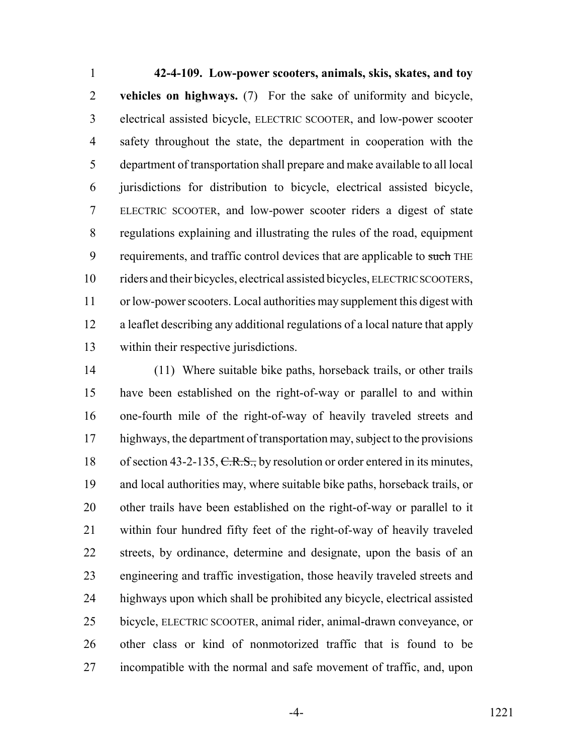**42-4-109. Low-power scooters, animals, skis, skates, and toy vehicles on highways.** (7) For the sake of uniformity and bicycle, electrical assisted bicycle, ELECTRIC SCOOTER, and low-power scooter safety throughout the state, the department in cooperation with the department of transportation shall prepare and make available to all local jurisdictions for distribution to bicycle, electrical assisted bicycle, ELECTRIC SCOOTER, and low-power scooter riders a digest of state regulations explaining and illustrating the rules of the road, equipment requirements, and traffic control devices that are applicable to ~~such~~ THE riders and their bicycles, electrical assisted bicycles, ELECTRIC SCOOTERS, or low-power scooters. Local authorities may supplement this digest with a leaflet describing any additional regulations of a local nature that apply within their respective jurisdictions.

(11) Where suitable bike paths, horseback trails, or other trails have been established on the right-of-way or parallel to and within one-fourth mile of the right-of-way of heavily traveled streets and highways, the department of transportation may, subject to the provisions of section 43-2-135, ~~C.R.S.,~~ by resolution or order entered in its minutes, and local authorities may, where suitable bike paths, horseback trails, or other trails have been established on the right-of-way or parallel to it within four hundred fifty feet of the right-of-way of heavily traveled streets, by ordinance, determine and designate, upon the basis of an engineering and traffic investigation, those heavily traveled streets and highways upon which shall be prohibited any bicycle, electrical assisted bicycle, ELECTRIC SCOOTER, animal rider, animal-drawn conveyance, or other class or kind of nonmotorized traffic that is found to be incompatible with the normal and safe movement of traffic, and, upon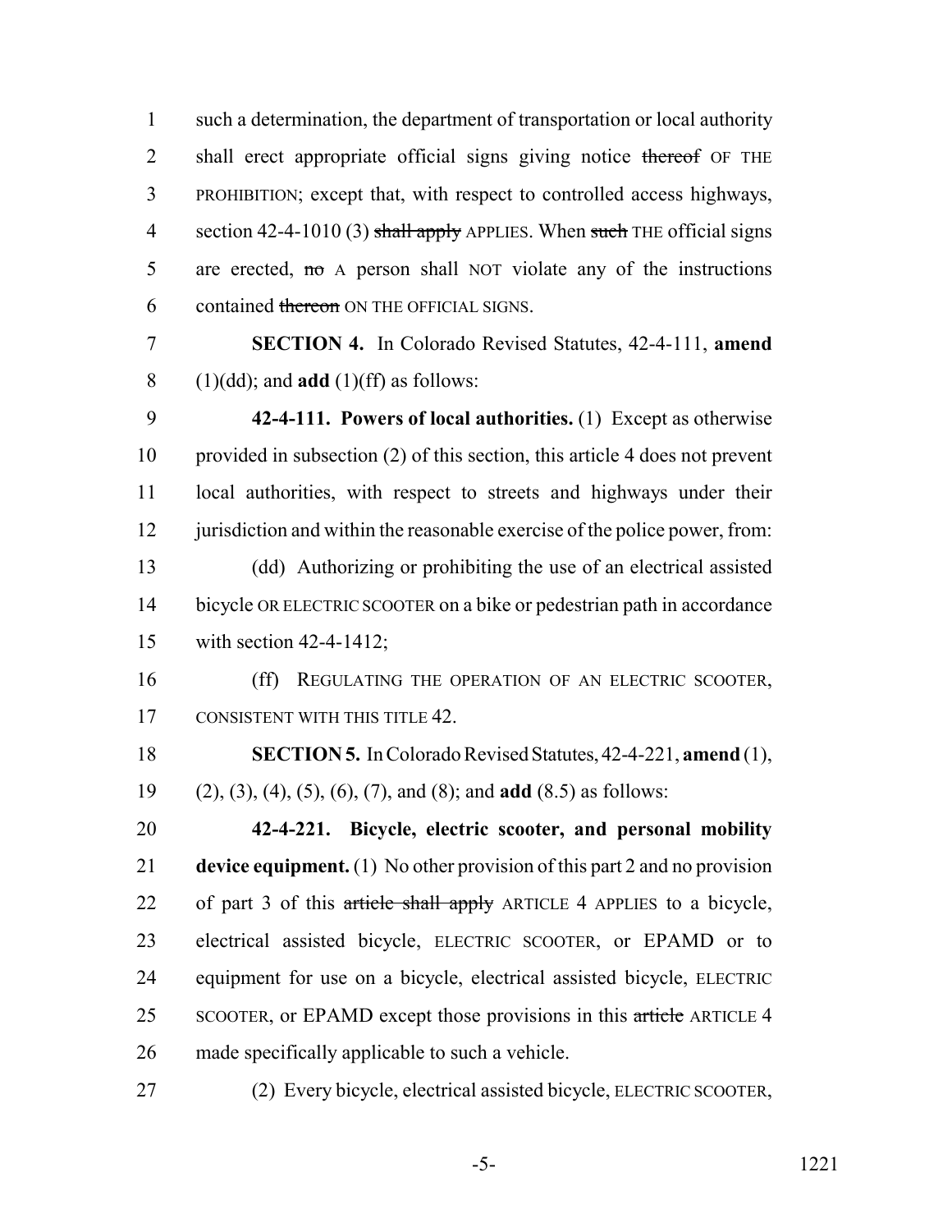such a determination, the department of transportation or local authority shall erect appropriate official signs giving notice ~~thereof~~ OF THE PROHIBITION; except that, with respect to controlled access highways, section 42-4-1010 (3) ~~shall apply~~ APPLIES. When ~~such~~ THE official signs are erected, ~~no~~ A person shall NOT violate any of the instructions contained ~~thereon~~ ON THE OFFICIAL SIGNS.

**SECTION 4.** In Colorado Revised Statutes, 42-4-111, **amend** (1)(dd); and **add** (1)(ff) as follows:

**42-4-111. Powers of local authorities.** (1) Except as otherwise provided in subsection (2) of this section, this article 4 does not prevent local authorities, with respect to streets and highways under their jurisdiction and within the reasonable exercise of the police power, from:

(dd) Authorizing or prohibiting the use of an electrical assisted bicycle OR ELECTRIC SCOOTER on a bike or pedestrian path in accordance with section 42-4-1412;

(ff) REGULATING THE OPERATION OF AN ELECTRIC SCOOTER, CONSISTENT WITH THIS TITLE 42.

**SECTION 5.** In Colorado Revised Statutes, 42-4-221, **amend** (1), (2), (3), (4), (5), (6), (7), and (8); and **add** (8.5) as follows:

**42-4-221. Bicycle, electric scooter, and personal mobility device equipment.** (1) No other provision of this part 2 and no provision of part 3 of this ~~article shall apply~~ ARTICLE 4 APPLIES to a bicycle, electrical assisted bicycle, ELECTRIC SCOOTER, or EPAMD or to equipment for use on a bicycle, electrical assisted bicycle, ELECTRIC SCOOTER, or EPAMD except those provisions in this ~~article~~ ARTICLE 4 made specifically applicable to such a vehicle.

(2) Every bicycle, electrical assisted bicycle, ELECTRIC SCOOTER,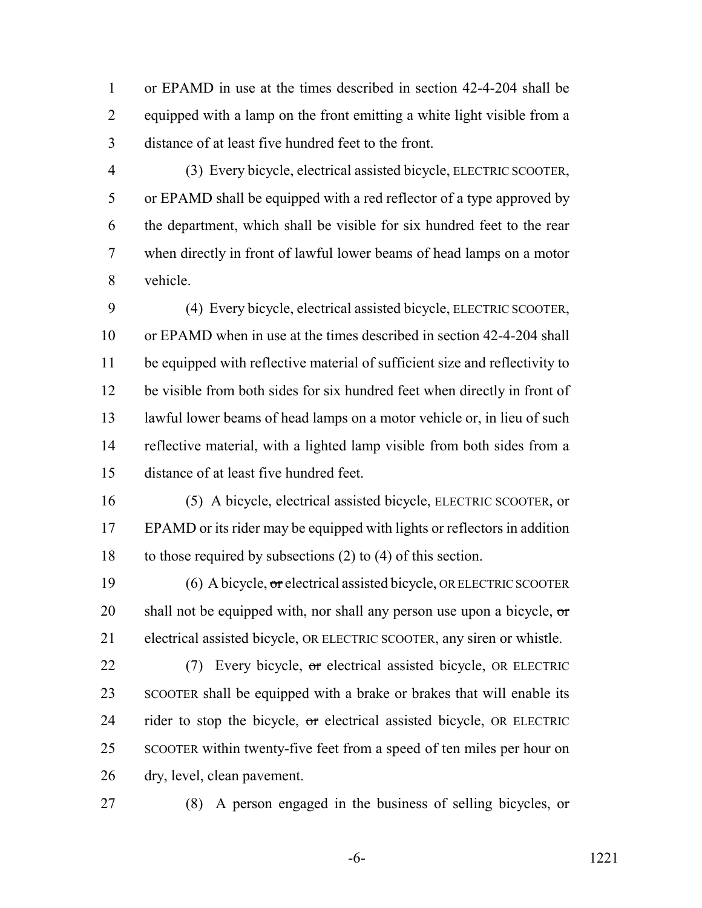or EPAMD in use at the times described in section 42-4-204 shall be equipped with a lamp on the front emitting a white light visible from a distance of at least five hundred feet to the front.

(3) Every bicycle, electrical assisted bicycle, ELECTRIC SCOOTER, or EPAMD shall be equipped with a red reflector of a type approved by the department, which shall be visible for six hundred feet to the rear when directly in front of lawful lower beams of head lamps on a motor vehicle.

(4) Every bicycle, electrical assisted bicycle, ELECTRIC SCOOTER, or EPAMD when in use at the times described in section 42-4-204 shall be equipped with reflective material of sufficient size and reflectivity to be visible from both sides for six hundred feet when directly in front of lawful lower beams of head lamps on a motor vehicle or, in lieu of such reflective material, with a lighted lamp visible from both sides from a distance of at least five hundred feet.

(5) A bicycle, electrical assisted bicycle, ELECTRIC SCOOTER, or EPAMD or its rider may be equipped with lights or reflectors in addition to those required by subsections (2) to (4) of this section.

(6) A bicycle, ~~or~~ electrical assisted bicycle, OR ELECTRIC SCOOTER shall not be equipped with, nor shall any person use upon a bicycle, ~~or~~ electrical assisted bicycle, OR ELECTRIC SCOOTER, any siren or whistle.

(7) Every bicycle, ~~or~~ electrical assisted bicycle, OR ELECTRIC SCOOTER shall be equipped with a brake or brakes that will enable its rider to stop the bicycle, ~~or~~ electrical assisted bicycle, OR ELECTRIC SCOOTER within twenty-five feet from a speed of ten miles per hour on dry, level, clean pavement.

(8) A person engaged in the business of selling bicycles, ~~or~~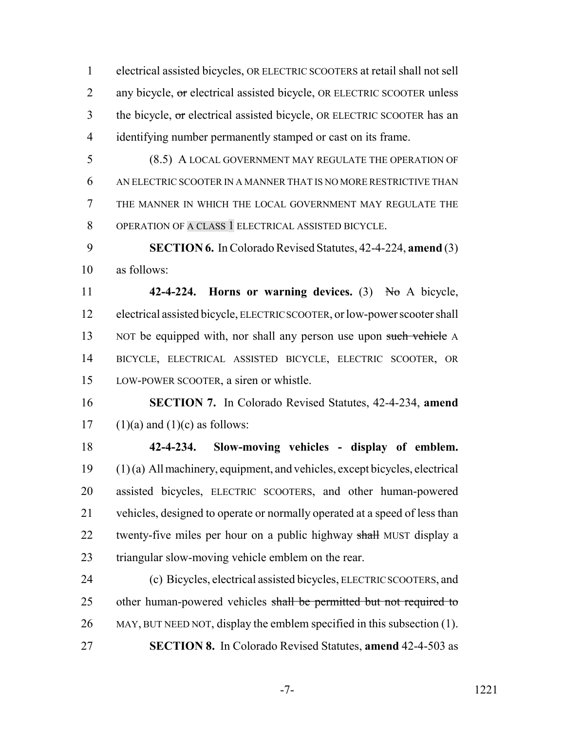electrical assisted bicycles, OR ELECTRIC SCOOTERS at retail shall not sell any bicycle, ~~or~~ electrical assisted bicycle, OR ELECTRIC SCOOTER unless the bicycle, ~~or~~ electrical assisted bicycle, OR ELECTRIC SCOOTER has an identifying number permanently stamped or cast on its frame.

(8.5) A LOCAL GOVERNMENT MAY REGULATE THE OPERATION OF AN ELECTRIC SCOOTER IN A MANNER THAT IS NO MORE RESTRICTIVE THAN THE MANNER IN WHICH THE LOCAL GOVERNMENT MAY REGULATE THE OPERATION OF A CLASS 1 ELECTRICAL ASSISTED BICYCLE.

**SECTION 6.** In Colorado Revised Statutes, 42-4-224, **amend** (3) as follows:

**42-4-224. Horns or warning devices.** (3) ~~No~~ A bicycle, electrical assisted bicycle, ELECTRIC SCOOTER, or low-power scooter shall NOT be equipped with, nor shall any person use upon ~~such vehicle~~ A BICYCLE, ELECTRICAL ASSISTED BICYCLE, ELECTRIC SCOOTER, OR LOW-POWER SCOOTER, a siren or whistle.

**SECTION 7.** In Colorado Revised Statutes, 42-4-234, **amend** (1)(a) and (1)(c) as follows:

**42-4-234. Slow-moving vehicles - display of emblem.** (1) (a) All machinery, equipment, and vehicles, except bicycles, electrical assisted bicycles, ELECTRIC SCOOTERS, and other human-powered vehicles, designed to operate or normally operated at a speed of less than twenty-five miles per hour on a public highway ~~shall~~ MUST display a triangular slow-moving vehicle emblem on the rear.

(c) Bicycles, electrical assisted bicycles, ELECTRIC SCOOTERS, and other human-powered vehicles ~~shall be permitted but not required to~~ MAY, BUT NEED NOT, display the emblem specified in this subsection (1).

**SECTION 8.** In Colorado Revised Statutes, **amend** 42-4-503 as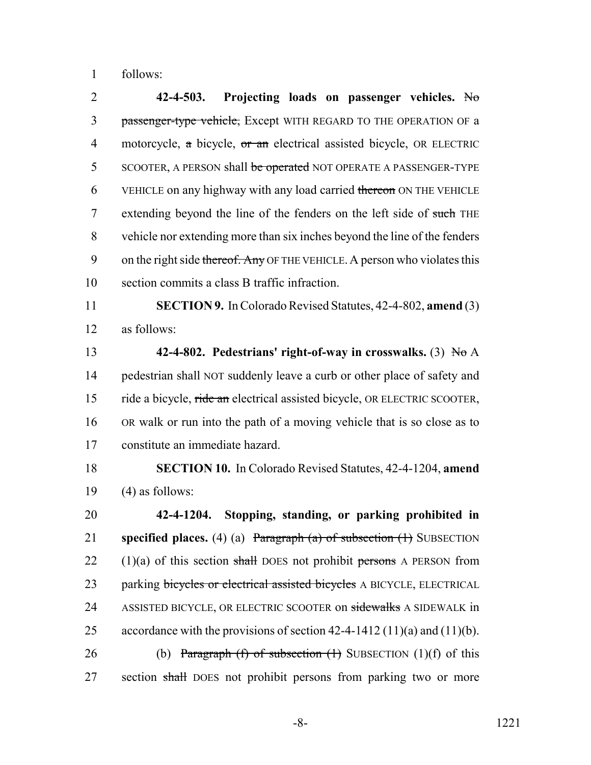follows:

**42-4-503. Projecting loads on passenger vehicles.** ~~No passenger-type vehicle,~~ Except WITH REGARD TO THE OPERATION OF a motorcycle, ~~a~~ bicycle, ~~or an~~ electrical assisted bicycle, OR ELECTRIC SCOOTER, A PERSON shall ~~be operated~~ NOT OPERATE A PASSENGER-TYPE VEHICLE on any highway with any load carried ~~thereon~~ ON THE VEHICLE extending beyond the line of the fenders on the left side of ~~such~~ THE vehicle nor extending more than six inches beyond the line of the fenders on the right side ~~thereof. Any~~ OF THE VEHICLE. A person who violates this section commits a class B traffic infraction.

**SECTION 9.** In Colorado Revised Statutes, 42-4-802, **amend** (3) as follows:

**42-4-802. Pedestrians' right-of-way in crosswalks.** (3) ~~No~~ A pedestrian shall NOT suddenly leave a curb or other place of safety and ride a bicycle, ~~ride an~~ electrical assisted bicycle, OR ELECTRIC SCOOTER, OR walk or run into the path of a moving vehicle that is so close as to constitute an immediate hazard.

**SECTION 10.** In Colorado Revised Statutes, 42-4-1204, **amend** (4) as follows:

**42-4-1204. Stopping, standing, or parking prohibited in specified places.** (4) (a) ~~Paragraph (a) of subsection (1)~~ SUBSECTION (1)(a) of this section ~~shall~~ DOES not prohibit ~~persons~~ A PERSON from parking ~~bicycles or electrical assisted bicycles~~ A BICYCLE, ELECTRICAL ASSISTED BICYCLE, OR ELECTRIC SCOOTER on ~~sidewalks~~ A SIDEWALK in accordance with the provisions of section 42-4-1412 (11)(a) and (11)(b).

(b) ~~Paragraph (f) of subsection (1)~~ SUBSECTION (1)(f) of this section ~~shall~~ DOES not prohibit persons from parking two or more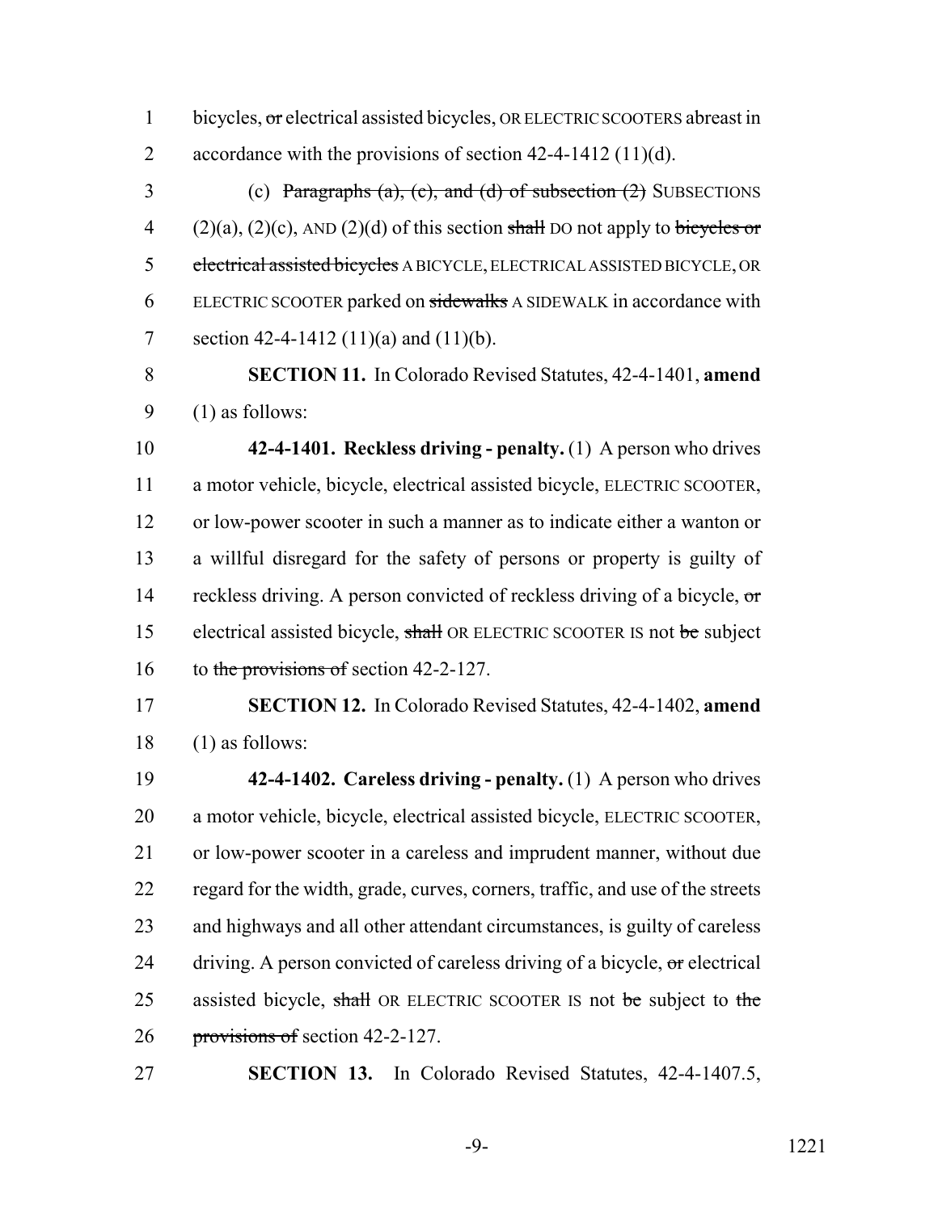bicycles, ~~or~~ electrical assisted bicycles, OR ELECTRIC SCOOTERS abreast in accordance with the provisions of section 42-4-1412 (11)(d).

(c) ~~Paragraphs (a), (c), and (d) of subsection (2)~~ SUBSECTIONS (2)(a), (2)(c), AND (2)(d) of this section ~~shall~~ DO not apply to ~~bicycles or electrical assisted bicycles~~ A BICYCLE, ELECTRICAL ASSISTED BICYCLE, OR ELECTRIC SCOOTER parked on ~~sidewalks~~ A SIDEWALK in accordance with section 42-4-1412 (11)(a) and (11)(b).

**SECTION 11.** In Colorado Revised Statutes, 42-4-1401, **amend** (1) as follows:

**42-4-1401. Reckless driving - penalty.** (1) A person who drives a motor vehicle, bicycle, electrical assisted bicycle, ELECTRIC SCOOTER, or low-power scooter in such a manner as to indicate either a wanton or a willful disregard for the safety of persons or property is guilty of reckless driving. A person convicted of reckless driving of a bicycle, ~~or~~ electrical assisted bicycle, ~~shall~~ OR ELECTRIC SCOOTER IS not ~~be~~ subject to ~~the provisions of~~ section 42-2-127.

**SECTION 12.** In Colorado Revised Statutes, 42-4-1402, **amend** (1) as follows:

**42-4-1402. Careless driving - penalty.** (1) A person who drives a motor vehicle, bicycle, electrical assisted bicycle, ELECTRIC SCOOTER, or low-power scooter in a careless and imprudent manner, without due regard for the width, grade, curves, corners, traffic, and use of the streets and highways and all other attendant circumstances, is guilty of careless driving. A person convicted of careless driving of a bicycle, ~~or~~ electrical assisted bicycle, ~~shall~~ OR ELECTRIC SCOOTER IS not ~~be~~ subject to ~~the provisions of~~ section 42-2-127.

**SECTION 13.** In Colorado Revised Statutes, 42-4-1407.5,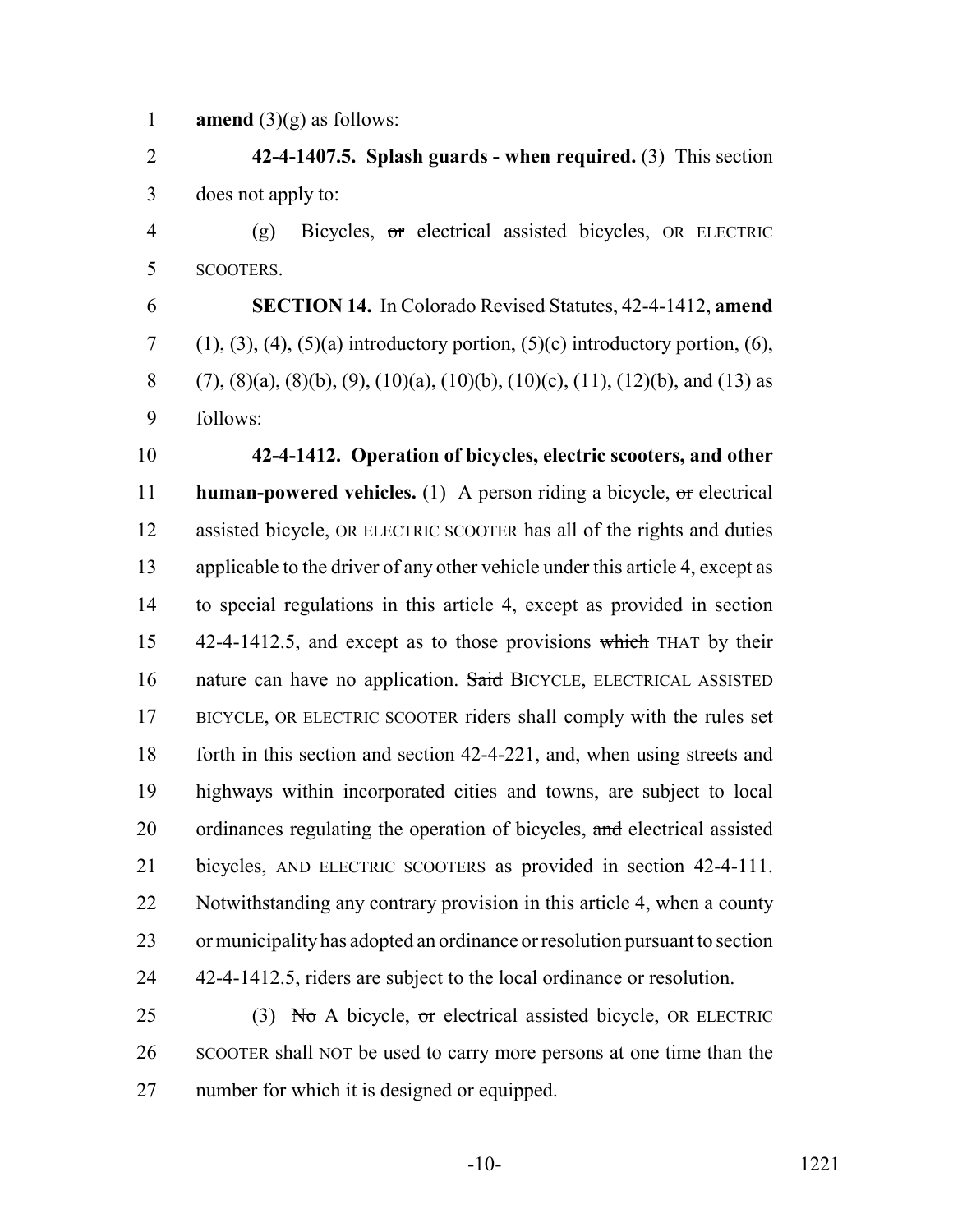**amend** (3)(g) as follows:

**42-4-1407.5. Splash guards - when required.** (3) This section does not apply to:

(g) Bicycles, ~~or~~ electrical assisted bicycles, OR ELECTRIC SCOOTERS.

**SECTION 14.** In Colorado Revised Statutes, 42-4-1412, **amend** (1), (3), (4), (5)(a) introductory portion, (5)(c) introductory portion, (6), (7), (8)(a), (8)(b), (9), (10)(a), (10)(b), (10)(c), (11), (12)(b), and (13) as follows:

**42-4-1412. Operation of bicycles, electric scooters, and other human-powered vehicles.** (1) A person riding a bicycle, ~~or~~ electrical assisted bicycle, OR ELECTRIC SCOOTER has all of the rights and duties applicable to the driver of any other vehicle under this article 4, except as to special regulations in this article 4, except as provided in section 42-4-1412.5, and except as to those provisions ~~which~~ THAT by their nature can have no application. ~~Said~~ BICYCLE, ELECTRICAL ASSISTED BICYCLE, OR ELECTRIC SCOOTER riders shall comply with the rules set forth in this section and section 42-4-221, and, when using streets and highways within incorporated cities and towns, are subject to local ordinances regulating the operation of bicycles, ~~and~~ electrical assisted bicycles, AND ELECTRIC SCOOTERS as provided in section 42-4-111. Notwithstanding any contrary provision in this article 4, when a county or municipality has adopted an ordinance or resolution pursuant to section 42-4-1412.5, riders are subject to the local ordinance or resolution.

(3) ~~No~~ A bicycle, ~~or~~ electrical assisted bicycle, OR ELECTRIC SCOOTER shall NOT be used to carry more persons at one time than the number for which it is designed or equipped.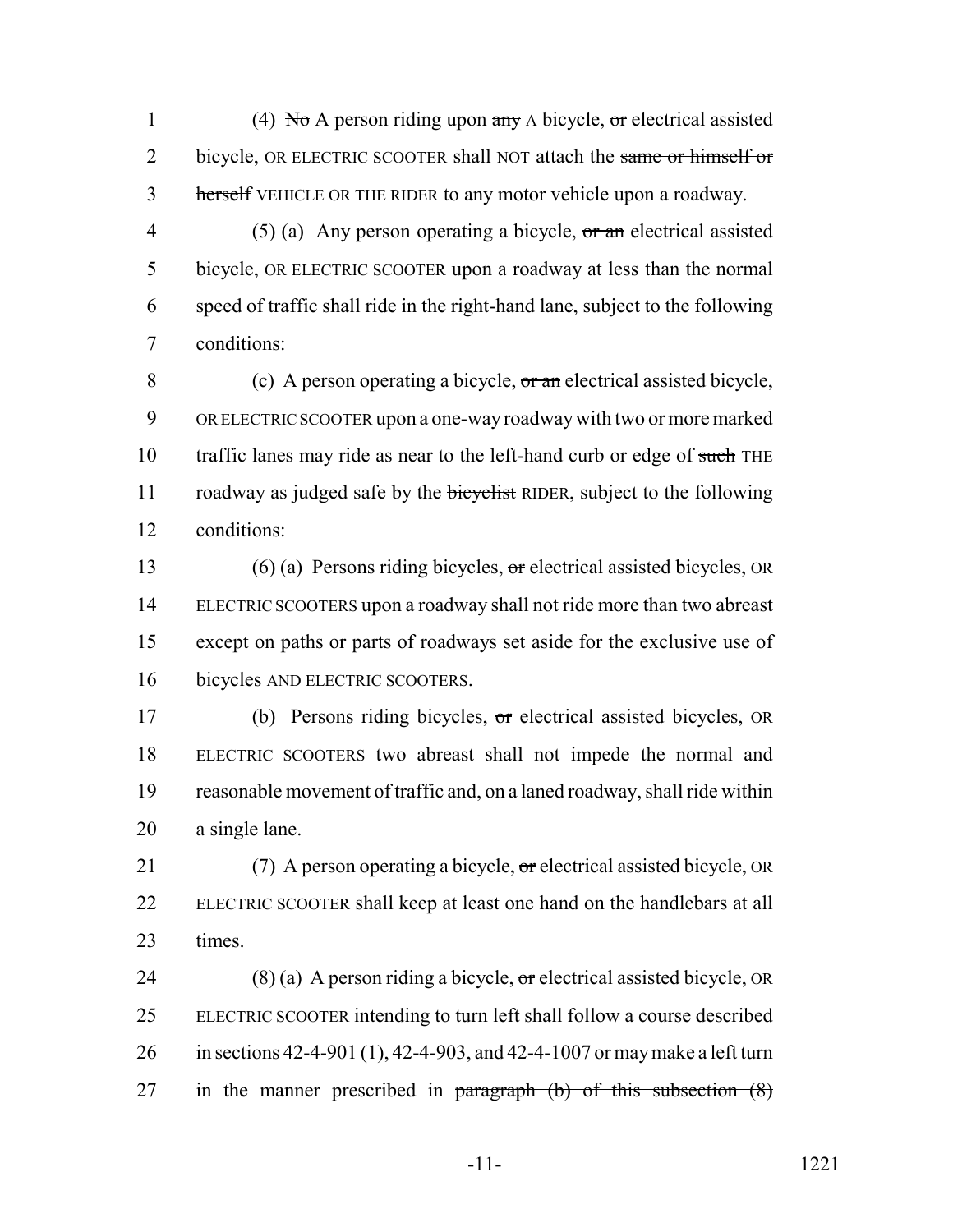(4) ~~No~~ A person riding upon ~~any~~ A bicycle, ~~or~~ electrical assisted bicycle, OR ELECTRIC SCOOTER shall NOT attach the ~~same or himself or herself~~ VEHICLE OR THE RIDER to any motor vehicle upon a roadway.

(5) (a) Any person operating a bicycle, ~~or an~~ electrical assisted bicycle, OR ELECTRIC SCOOTER upon a roadway at less than the normal speed of traffic shall ride in the right-hand lane, subject to the following conditions:

(c) A person operating a bicycle, ~~or an~~ electrical assisted bicycle, OR ELECTRIC SCOOTER upon a one-way roadway with two or more marked traffic lanes may ride as near to the left-hand curb or edge of ~~such~~ THE roadway as judged safe by the ~~bicyclist~~ RIDER, subject to the following conditions:

(6) (a) Persons riding bicycles, ~~or~~ electrical assisted bicycles, OR ELECTRIC SCOOTERS upon a roadway shall not ride more than two abreast except on paths or parts of roadways set aside for the exclusive use of bicycles AND ELECTRIC SCOOTERS.

(b) Persons riding bicycles, ~~or~~ electrical assisted bicycles, OR ELECTRIC SCOOTERS two abreast shall not impede the normal and reasonable movement of traffic and, on a laned roadway, shall ride within a single lane.

(7) A person operating a bicycle, ~~or~~ electrical assisted bicycle, OR ELECTRIC SCOOTER shall keep at least one hand on the handlebars at all times.

(8) (a) A person riding a bicycle, ~~or~~ electrical assisted bicycle, OR ELECTRIC SCOOTER intending to turn left shall follow a course described in sections 42-4-901 (1), 42-4-903, and 42-4-1007 or may make a left turn in the manner prescribed in ~~paragraph (b) of this subsection (8)~~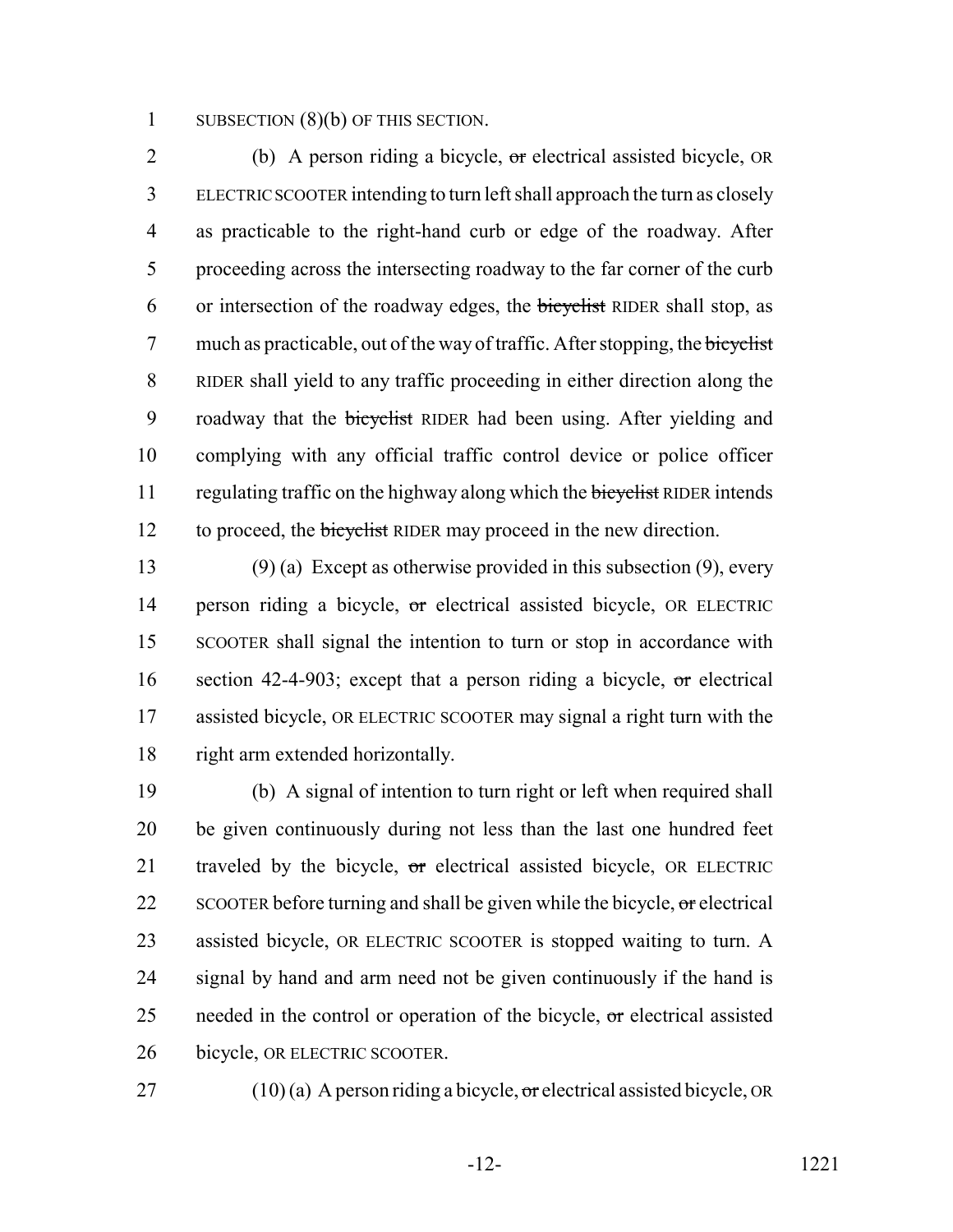SUBSECTION (8)(b) OF THIS SECTION.

(b) A person riding a bicycle, ~~or~~ electrical assisted bicycle, OR ELECTRIC SCOOTER intending to turn left shall approach the turn as closely as practicable to the right-hand curb or edge of the roadway. After proceeding across the intersecting roadway to the far corner of the curb or intersection of the roadway edges, the ~~bicyclist~~ RIDER shall stop, as much as practicable, out of the way of traffic. After stopping, the ~~bicyclist~~ RIDER shall yield to any traffic proceeding in either direction along the roadway that the ~~bicyclist~~ RIDER had been using. After yielding and complying with any official traffic control device or police officer regulating traffic on the highway along which the ~~bicyclist~~ RIDER intends to proceed, the ~~bicyclist~~ RIDER may proceed in the new direction.

(9) (a) Except as otherwise provided in this subsection (9), every person riding a bicycle, ~~or~~ electrical assisted bicycle, OR ELECTRIC SCOOTER shall signal the intention to turn or stop in accordance with section 42-4-903; except that a person riding a bicycle, ~~or~~ electrical assisted bicycle, OR ELECTRIC SCOOTER may signal a right turn with the right arm extended horizontally.

(b) A signal of intention to turn right or left when required shall be given continuously during not less than the last one hundred feet traveled by the bicycle, ~~or~~ electrical assisted bicycle, OR ELECTRIC SCOOTER before turning and shall be given while the bicycle, ~~or~~ electrical assisted bicycle, OR ELECTRIC SCOOTER is stopped waiting to turn. A signal by hand and arm need not be given continuously if the hand is needed in the control or operation of the bicycle, ~~or~~ electrical assisted bicycle, OR ELECTRIC SCOOTER.

(10) (a) A person riding a bicycle, ~~or~~ electrical assisted bicycle, OR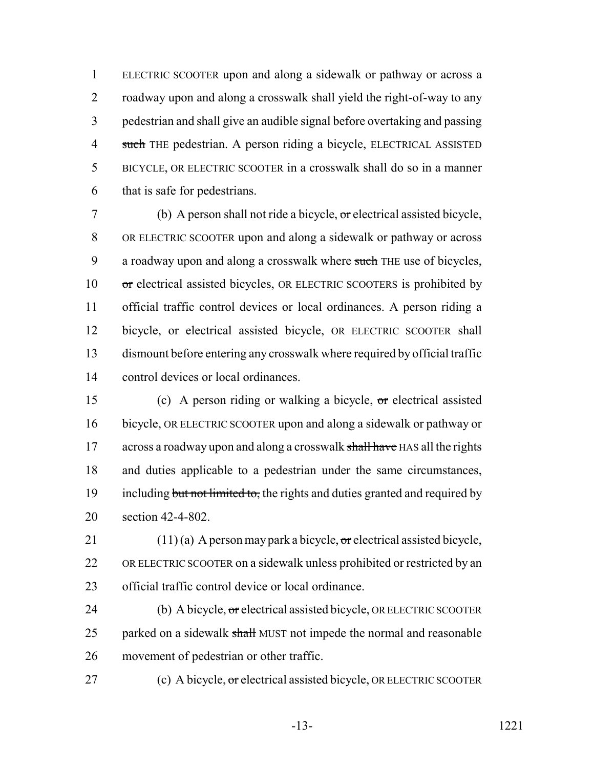ELECTRIC SCOOTER upon and along a sidewalk or pathway or across a roadway upon and along a crosswalk shall yield the right-of-way to any pedestrian and shall give an audible signal before overtaking and passing ~~such~~ THE pedestrian. A person riding a bicycle, ELECTRICAL ASSISTED BICYCLE, OR ELECTRIC SCOOTER in a crosswalk shall do so in a manner that is safe for pedestrians.

(b) A person shall not ride a bicycle, ~~or~~ electrical assisted bicycle, OR ELECTRIC SCOOTER upon and along a sidewalk or pathway or across a roadway upon and along a crosswalk where ~~such~~ THE use of bicycles, ~~or~~ electrical assisted bicycles, OR ELECTRIC SCOOTERS is prohibited by official traffic control devices or local ordinances. A person riding a bicycle, ~~or~~ electrical assisted bicycle, OR ELECTRIC SCOOTER shall dismount before entering any crosswalk where required by official traffic control devices or local ordinances.

(c) A person riding or walking a bicycle, ~~or~~ electrical assisted bicycle, OR ELECTRIC SCOOTER upon and along a sidewalk or pathway or across a roadway upon and along a crosswalk ~~shall have~~ HAS all the rights and duties applicable to a pedestrian under the same circumstances, including ~~but not limited to,~~ the rights and duties granted and required by section 42-4-802.

(11) (a) A person may park a bicycle, ~~or~~ electrical assisted bicycle, OR ELECTRIC SCOOTER on a sidewalk unless prohibited or restricted by an official traffic control device or local ordinance.

(b) A bicycle, ~~or~~ electrical assisted bicycle, OR ELECTRIC SCOOTER parked on a sidewalk ~~shall~~ MUST not impede the normal and reasonable movement of pedestrian or other traffic.

(c) A bicycle, ~~or~~ electrical assisted bicycle, OR ELECTRIC SCOOTER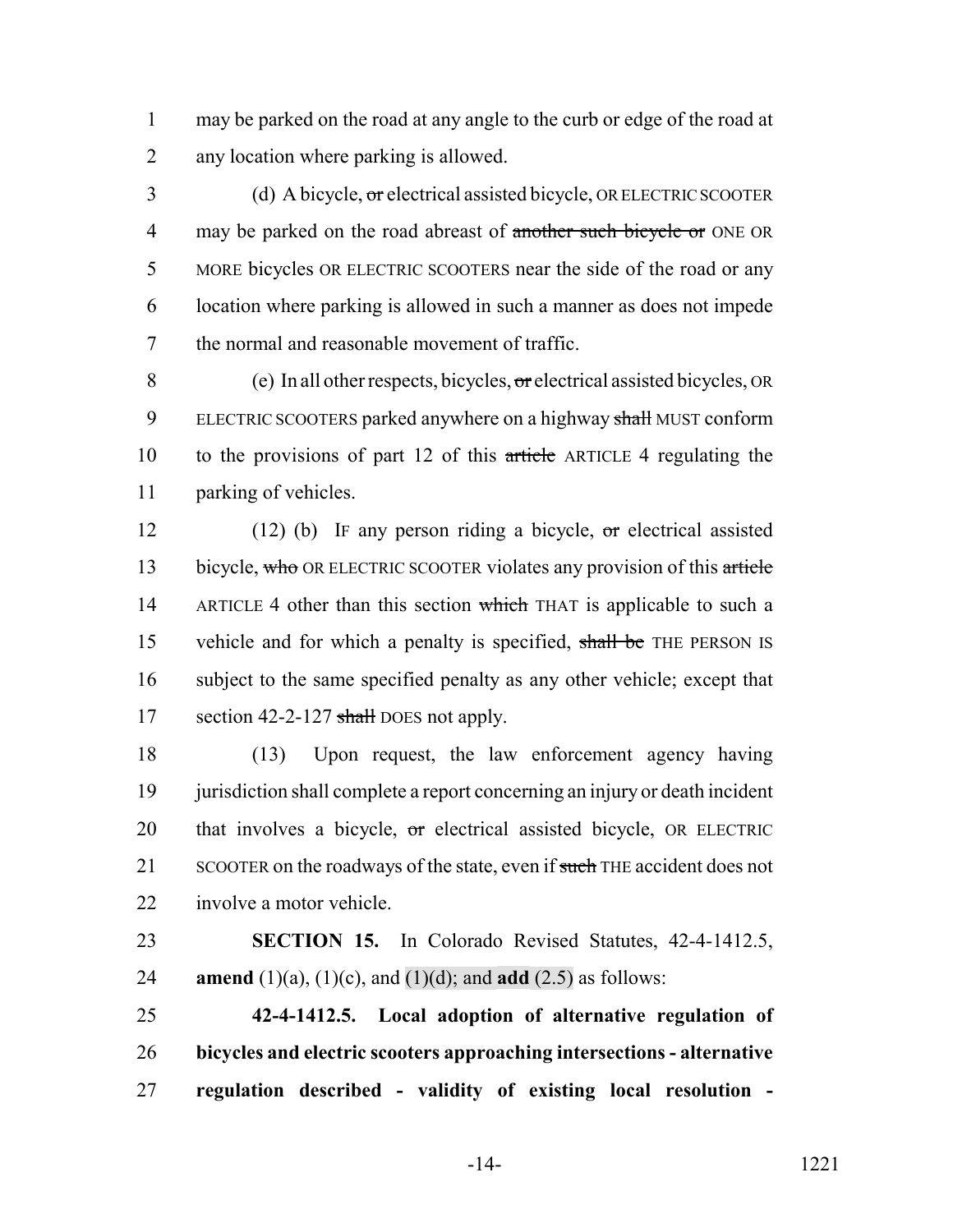may be parked on the road at any angle to the curb or edge of the road at any location where parking is allowed.

(d) A bicycle, ~~or~~ electrical assisted bicycle, OR ELECTRIC SCOOTER may be parked on the road abreast of ~~another such bicycle or~~ ONE OR MORE bicycles OR ELECTRIC SCOOTERS near the side of the road or any location where parking is allowed in such a manner as does not impede the normal and reasonable movement of traffic.

(e) In all other respects, bicycles, ~~or~~ electrical assisted bicycles, OR ELECTRIC SCOOTERS parked anywhere on a highway ~~shall~~ MUST conform to the provisions of part 12 of this ~~article~~ ARTICLE 4 regulating the parking of vehicles.

(12) (b) IF any person riding a bicycle, ~~or~~ electrical assisted bicycle, ~~who~~ OR ELECTRIC SCOOTER violates any provision of this ~~article~~ ARTICLE 4 other than this section ~~which~~ THAT is applicable to such a vehicle and for which a penalty is specified, ~~shall be~~ THE PERSON IS subject to the same specified penalty as any other vehicle; except that section 42-2-127 ~~shall~~ DOES not apply.

(13) Upon request, the law enforcement agency having jurisdiction shall complete a report concerning an injury or death incident that involves a bicycle, ~~or~~ electrical assisted bicycle, OR ELECTRIC SCOOTER on the roadways of the state, even if ~~such~~ THE accident does not involve a motor vehicle.

**SECTION 15.** In Colorado Revised Statutes, 42-4-1412.5, **amend** (1)(a), (1)(c), and (1)(d); and **add** (2.5) as follows:

**42-4-1412.5. Local adoption of alternative regulation of bicycles and electric scooters approaching intersections - alternative regulation described - validity of existing local resolution -**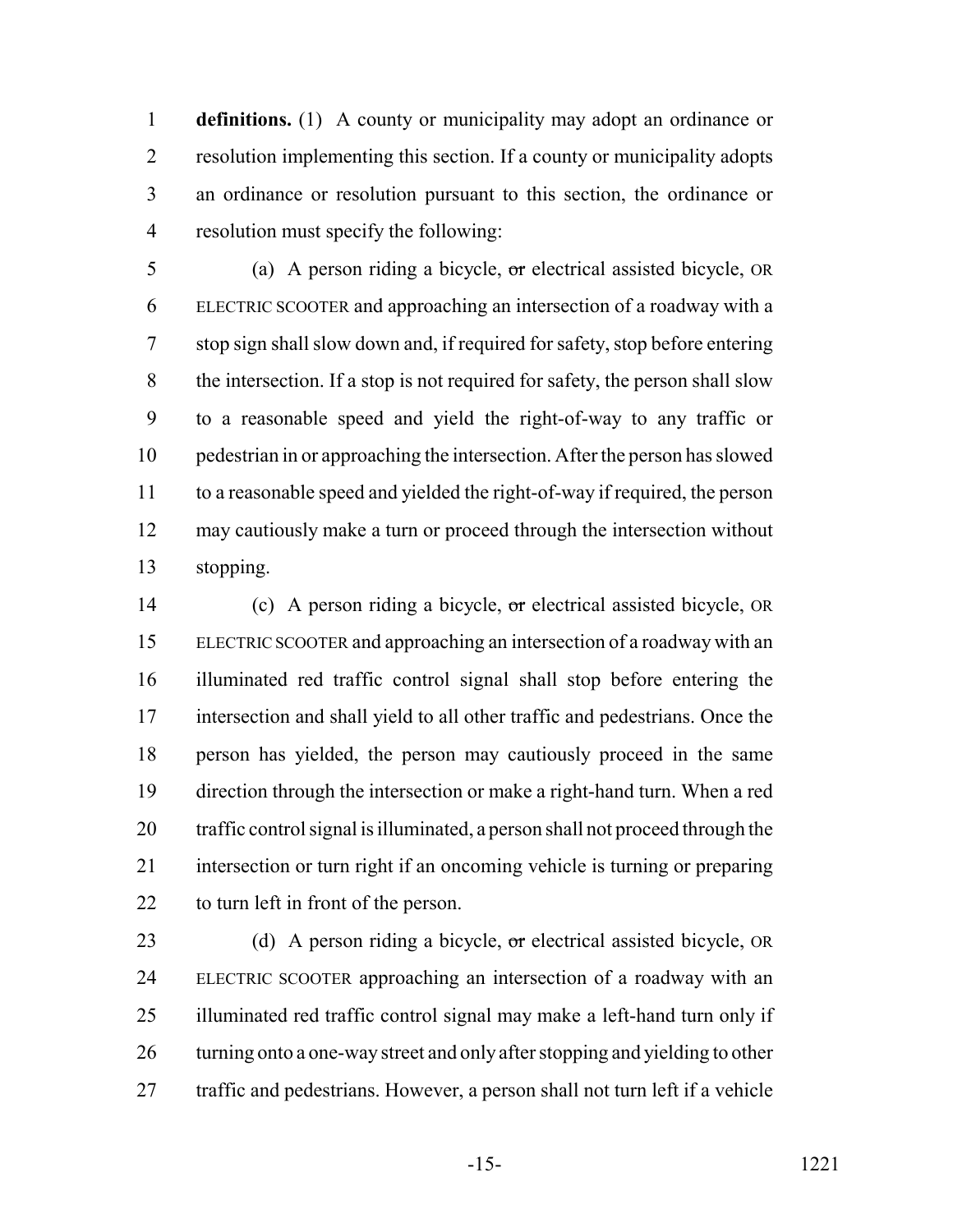**definitions.** (1) A county or municipality may adopt an ordinance or resolution implementing this section. If a county or municipality adopts an ordinance or resolution pursuant to this section, the ordinance or resolution must specify the following:

(a) A person riding a bicycle, ~~or~~ electrical assisted bicycle, OR ELECTRIC SCOOTER and approaching an intersection of a roadway with a stop sign shall slow down and, if required for safety, stop before entering the intersection. If a stop is not required for safety, the person shall slow to a reasonable speed and yield the right-of-way to any traffic or pedestrian in or approaching the intersection. After the person has slowed to a reasonable speed and yielded the right-of-way if required, the person may cautiously make a turn or proceed through the intersection without stopping.

(c) A person riding a bicycle, ~~or~~ electrical assisted bicycle, OR ELECTRIC SCOOTER and approaching an intersection of a roadway with an illuminated red traffic control signal shall stop before entering the intersection and shall yield to all other traffic and pedestrians. Once the person has yielded, the person may cautiously proceed in the same direction through the intersection or make a right-hand turn. When a red traffic control signal is illuminated, a person shall not proceed through the intersection or turn right if an oncoming vehicle is turning or preparing to turn left in front of the person.

(d) A person riding a bicycle, ~~or~~ electrical assisted bicycle, OR ELECTRIC SCOOTER approaching an intersection of a roadway with an illuminated red traffic control signal may make a left-hand turn only if turning onto a one-way street and only after stopping and yielding to other traffic and pedestrians. However, a person shall not turn left if a vehicle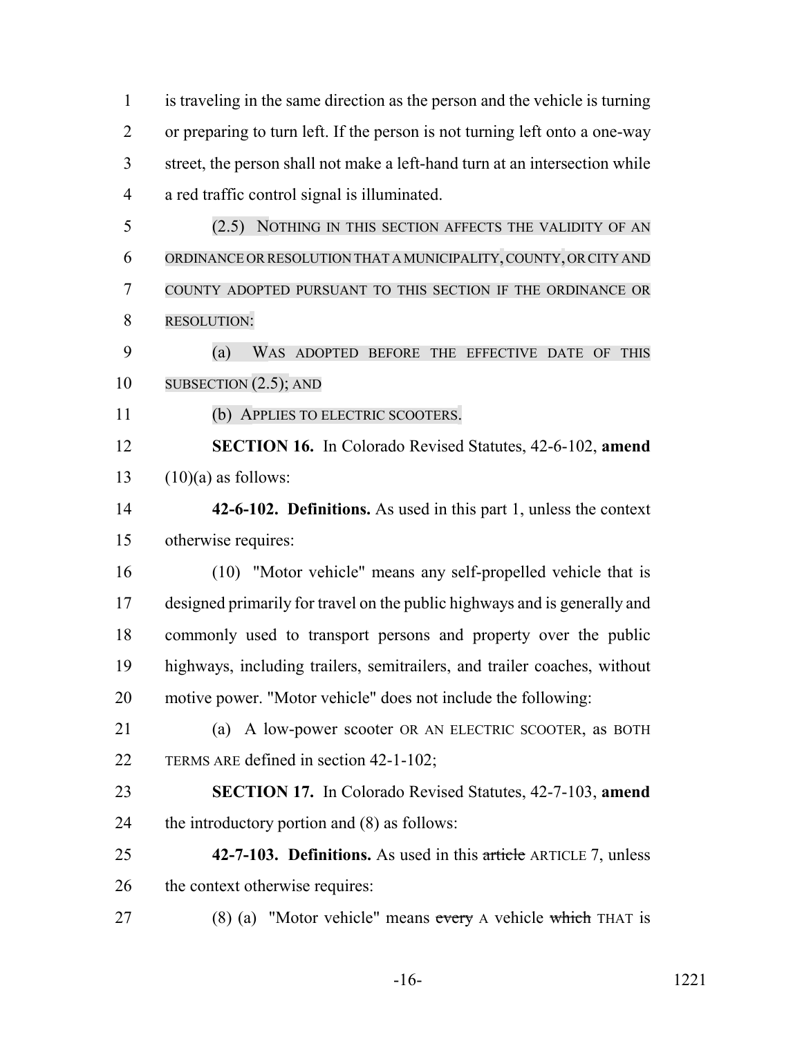is traveling in the same direction as the person and the vehicle is turning or preparing to turn left. If the person is not turning left onto a one-way street, the person shall not make a left-hand turn at an intersection while a red traffic control signal is illuminated.

(2.5) NOTHING IN THIS SECTION AFFECTS THE VALIDITY OF AN ORDINANCE OR RESOLUTION THAT A MUNICIPALITY, COUNTY, OR CITY AND COUNTY ADOPTED PURSUANT TO THIS SECTION IF THE ORDINANCE OR RESOLUTION:

(a) WAS ADOPTED BEFORE THE EFFECTIVE DATE OF THIS SUBSECTION (2.5); AND

(b) APPLIES TO ELECTRIC SCOOTERS.

**SECTION 16.** In Colorado Revised Statutes, 42-6-102, **amend** (10)(a) as follows:

**42-6-102. Definitions.** As used in this part 1, unless the context otherwise requires:

(10) "Motor vehicle" means any self-propelled vehicle that is designed primarily for travel on the public highways and is generally and commonly used to transport persons and property over the public highways, including trailers, semitrailers, and trailer coaches, without motive power. "Motor vehicle" does not include the following:

(a) A low-power scooter OR AN ELECTRIC SCOOTER, as BOTH TERMS ARE defined in section 42-1-102;

**SECTION 17.** In Colorado Revised Statutes, 42-7-103, **amend** the introductory portion and (8) as follows:

**42-7-103. Definitions.** As used in this ~~article~~ ARTICLE 7, unless the context otherwise requires:

(8) (a) "Motor vehicle" means ~~every~~ A vehicle ~~which~~ THAT is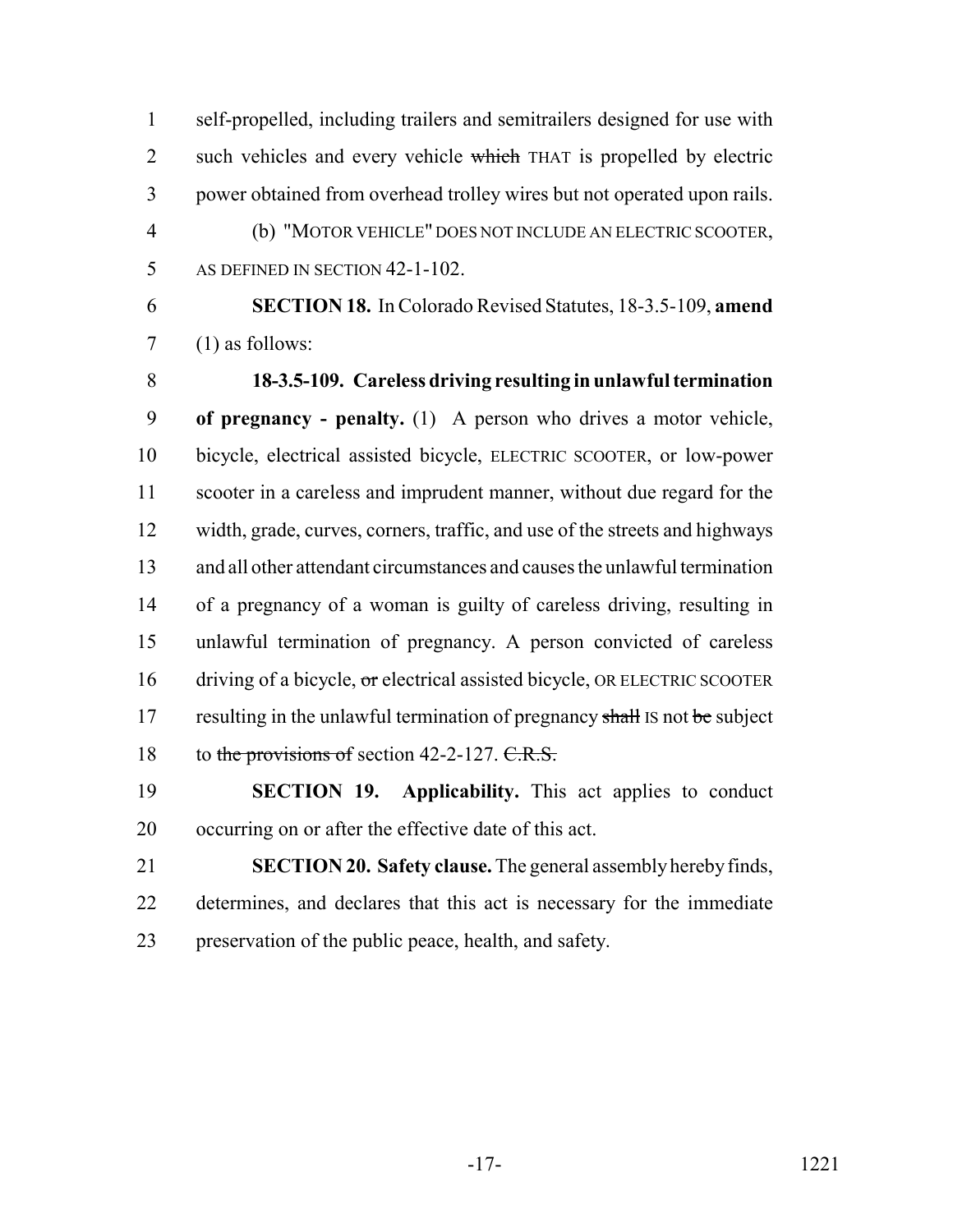self-propelled, including trailers and semitrailers designed for use with such vehicles and every vehicle ~~which~~ THAT is propelled by electric power obtained from overhead trolley wires but not operated upon rails.

(b) "MOTOR VEHICLE" DOES NOT INCLUDE AN ELECTRIC SCOOTER, AS DEFINED IN SECTION 42-1-102.

**SECTION 18.** In Colorado Revised Statutes, 18-3.5-109, **amend** (1) as follows:

**18-3.5-109. Careless driving resulting in unlawful termination of pregnancy - penalty.** (1) A person who drives a motor vehicle, bicycle, electrical assisted bicycle, ELECTRIC SCOOTER, or low-power scooter in a careless and imprudent manner, without due regard for the width, grade, curves, corners, traffic, and use of the streets and highways and all other attendant circumstances and causes the unlawful termination of a pregnancy of a woman is guilty of careless driving, resulting in unlawful termination of pregnancy. A person convicted of careless driving of a bicycle, ~~or~~ electrical assisted bicycle, OR ELECTRIC SCOOTER resulting in the unlawful termination of pregnancy ~~shall~~ IS not ~~be~~ subject to ~~the provisions of~~ section 42-2-127. ~~C.R.S.~~

**SECTION 19. Applicability.** This act applies to conduct occurring on or after the effective date of this act.

**SECTION 20. Safety clause.** The general assembly hereby finds, determines, and declares that this act is necessary for the immediate preservation of the public peace, health, and safety.